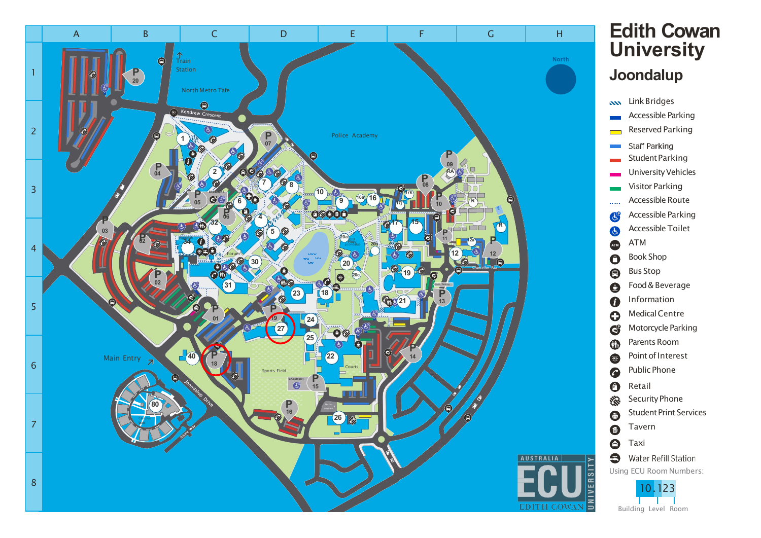# Edith Cowan University

## Joondalup

- Link Bridges
- Accessible Parking
- Reserved Parking
- Staff Parking
- Student Parking
- University Vehicles
- Visitor Parking
- Accessible Route
- Accessible Parking
- Accessible Toilet
- ATM
- Book Shop
- Bus Stop
- Food & Beverage
- Information
- Medical Centre
- Motorcycle Parking
- Parents Room
- Point of Interest
- Public Phone
- Retail
- Security Phone
- Student Print Services
- Tavern
- Taxi
- Water Refill Station

Using ECU Room Numbers:

10.123 — Building . Level Room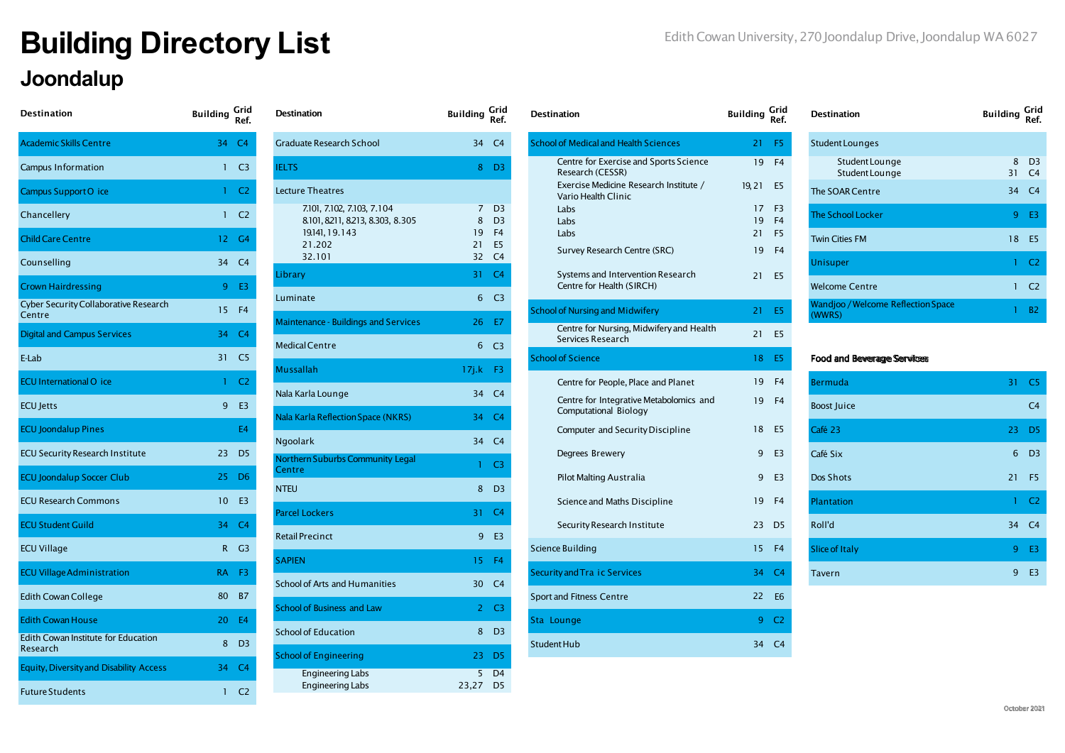# Building Directory List

Edith Cowan University, 270 Joondalup Drive, Joondalup WA 6027

## Joondalup

| Destination | Building | Grid Ref. |
|---|---|---|
| Academic Skills Centre | 34 | C4 |
| Campus Information | 1 | C3 |
| Campus Support O ice | 1 | C2 |
| Chancellery | 1 | C2 |
| Child Care Centre | 12 | G4 |
| Counselling | 34 | C4 |
| Crown Hairdressing | 9 | E3 |
| Cyber Security Collaborative Research Centre | 15 | F4 |
| Digital and Campus Services | 34 | C4 |
| E-Lab | 31 | C5 |
| ECU International O ice | 1 | C2 |
| ECU Jetts | 9 | E3 |
| ECU Joondalup Pines | | E4 |
| ECU Security Research Institute | 23 | D5 |
| ECU Joondalup Soccer Club | 25 | D6 |
| ECU Research Commons | 10 | E3 |
| ECU Student Guild | 34 | C4 |
| ECU Village | R | G3 |
| ECU Village Administration | RA | F3 |
| Edith Cowan College | 80 | B7 |
| Edith Cowan House | 20 | E4 |
| Edith Cowan Institute for Education Research | 8 | D3 |
| Equity, Diversity and Disability Access | 34 | C4 |
| Future Students | 1 | C2 |
| Graduate Research School | 34 | C4 |
| IELTS | 8 | D3 |
| Lecture Theatres | | |
| 7.101, 7.102, 7.103, 7.104 | 7 | D3 |
| 8.101, 8.211, 8.213, 8.303, 8.305 | 8 | D3 |
| 19.141, 19.143 | 19 | F4 |
| 21.202 | 21 | E5 |
| 32.101 | 32 | C4 |
| Library | 31 | C4 |
| Luminate | 6 | C3 |
| Maintenance - Buildings and Services | 26 | E7 |
| Medical Centre | 6 | C3 |
| Mussallah | 17j.k | F3 |
| Nala Karla Lounge | 34 | C4 |
| Nala Karla Reflection Space (NKRS) | 34 | C4 |
| Ngoolark | 34 | C4 |
| Northern Suburbs Community Legal Centre | 1 | C3 |
| NTEU | 8 | D3 |
| Parcel Lockers | 31 | C4 |
| Retail Precinct | 9 | E3 |
| SAPIEN | 15 | F4 |
| School of Arts and Humanities | 30 | C4 |
| School of Business and Law | 2 | C3 |
| School of Education | 8 | D3 |
| School of Engineering | 23 | D5 |
| Engineering Labs | 5 | D4 |
| Engineering Labs | 23,27 | D5 |
| School of Medical and Health Sciences | 21 | F5 |
| Centre for Exercise and Sports Science Research (CESSR) | 19 | F4 |
| Exercise Medicine Research Institute / Vario Health Clinic | 19, 21 | E5 |
| Labs | 17 | F3 |
| Labs | 19 | F4 |
| Labs | 21 | F5 |
| Survey Research Centre (SRC) | 19 | F4 |
| Systems and Intervention Research Centre for Health (SIRCH) | 21 | E5 |
| School of Nursing and Midwifery | 21 | E5 |
| Centre for Nursing, Midwifery and Health Services Research | 21 | E5 |
| School of Science | 18 | E5 |
| Centre for People, Place and Planet | 19 | F4 |
| Centre for Integrative Metabolomics and Computational Biology | 19 | F4 |
| Computer and Security Discipline | 18 | E5 |
| Degrees Brewery | 9 | E3 |
| Pilot Malting Australia | 9 | E3 |
| Science and Maths Discipline | 19 | F4 |
| Security Research Institute | 23 | D5 |
| Science Building | 15 | F4 |
| Security and Tra ic Services | 34 | C4 |
| Sport and Fitness Centre | 22 | E6 |
| Sta Lounge | 9 | C2 |
| Student Hub | 34 | C4 |
| Student Lounges | | |
| Student Lounge | 8 | D3 |
| Student Lounge | 31 | C4 |
| The SOAR Centre | 34 | C4 |
| The School Locker | 9 | E3 |
| Twin Cities FM | 18 | E5 |
| Unisuper | 1 | C2 |
| Welcome Centre | 1 | C2 |
| Wandjoo / Welcome Reflection Space (WWRS) | 1 | B2 |

### Food and Beverage Services

| Destination | Building | Grid Ref. |
|---|---|---|
| Bermuda | 31 | C5 |
| Boost Juice | | C4 |
| Café 23 | 23 | D5 |
| Café Six | 6 | D3 |
| Dos Shots | 21 | F5 |
| Plantation | 1 | C2 |
| Roll'd | 34 | C4 |
| Slice of Italy | 9 | E3 |
| Tavern | 9 | E3 |

October 2021